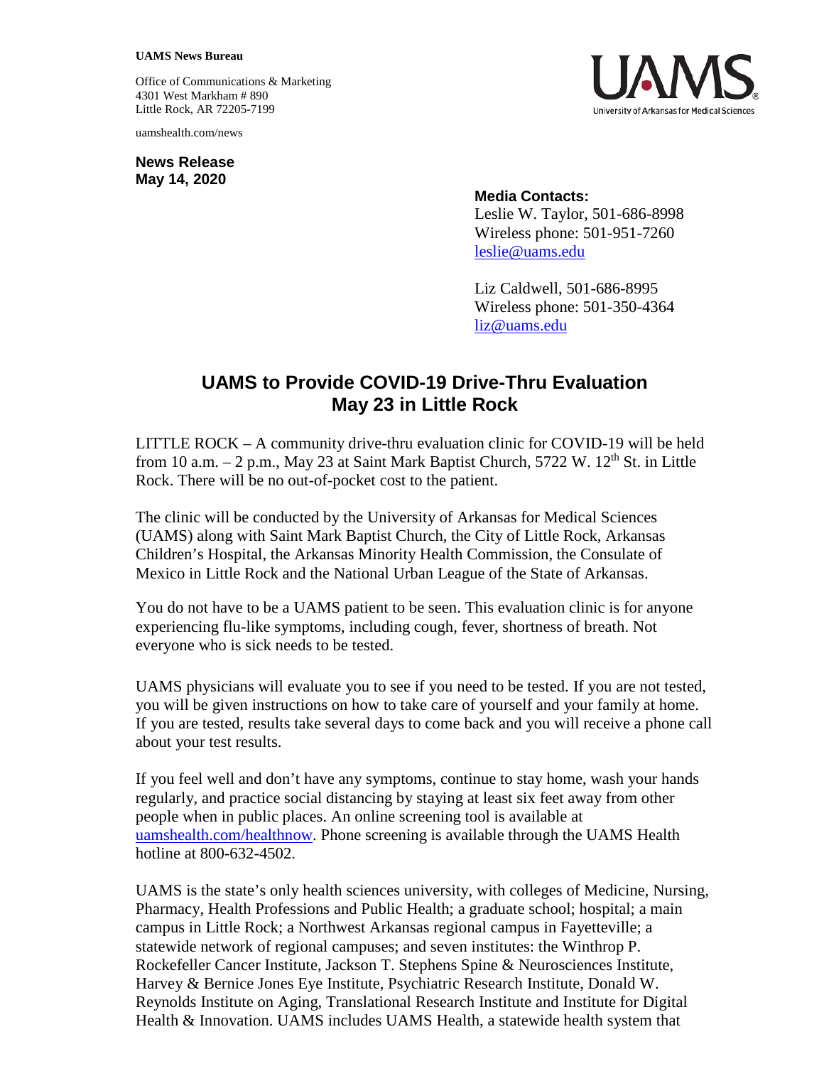**UAMS News Bureau**

Office of Communications & Marketing
4301 West Markham # 890
Little Rock, AR 72205-7199

uamshealth.com/news

**News Release**
**May 14, 2020**

**Media Contacts:**
Leslie W. Taylor, 501-686-8998
Wireless phone: 501-951-7260
leslie@uams.edu

Liz Caldwell, 501-686-8995
Wireless phone: 501-350-4364
liz@uams.edu

# UAMS to Provide COVID-19 Drive-Thru Evaluation May 23 in Little Rock

LITTLE ROCK – A community drive-thru evaluation clinic for COVID-19 will be held from 10 a.m. – 2 p.m., May 23 at Saint Mark Baptist Church, 5722 W. 12th St. in Little Rock. There will be no out-of-pocket cost to the patient.

The clinic will be conducted by the University of Arkansas for Medical Sciences (UAMS) along with Saint Mark Baptist Church, the City of Little Rock, Arkansas Children's Hospital, the Arkansas Minority Health Commission, the Consulate of Mexico in Little Rock and the National Urban League of the State of Arkansas.

You do not have to be a UAMS patient to be seen. This evaluation clinic is for anyone experiencing flu-like symptoms, including cough, fever, shortness of breath. Not everyone who is sick needs to be tested.

UAMS physicians will evaluate you to see if you need to be tested. If you are not tested, you will be given instructions on how to take care of yourself and your family at home. If you are tested, results take several days to come back and you will receive a phone call about your test results.

If you feel well and don't have any symptoms, continue to stay home, wash your hands regularly, and practice social distancing by staying at least six feet away from other people when in public places. An online screening tool is available at uamshealth.com/healthnow. Phone screening is available through the UAMS Health hotline at 800-632-4502.

UAMS is the state's only health sciences university, with colleges of Medicine, Nursing, Pharmacy, Health Professions and Public Health; a graduate school; hospital; a main campus in Little Rock; a Northwest Arkansas regional campus in Fayetteville; a statewide network of regional campuses; and seven institutes: the Winthrop P. Rockefeller Cancer Institute, Jackson T. Stephens Spine & Neurosciences Institute, Harvey & Bernice Jones Eye Institute, Psychiatric Research Institute, Donald W. Reynolds Institute on Aging, Translational Research Institute and Institute for Digital Health & Innovation. UAMS includes UAMS Health, a statewide health system that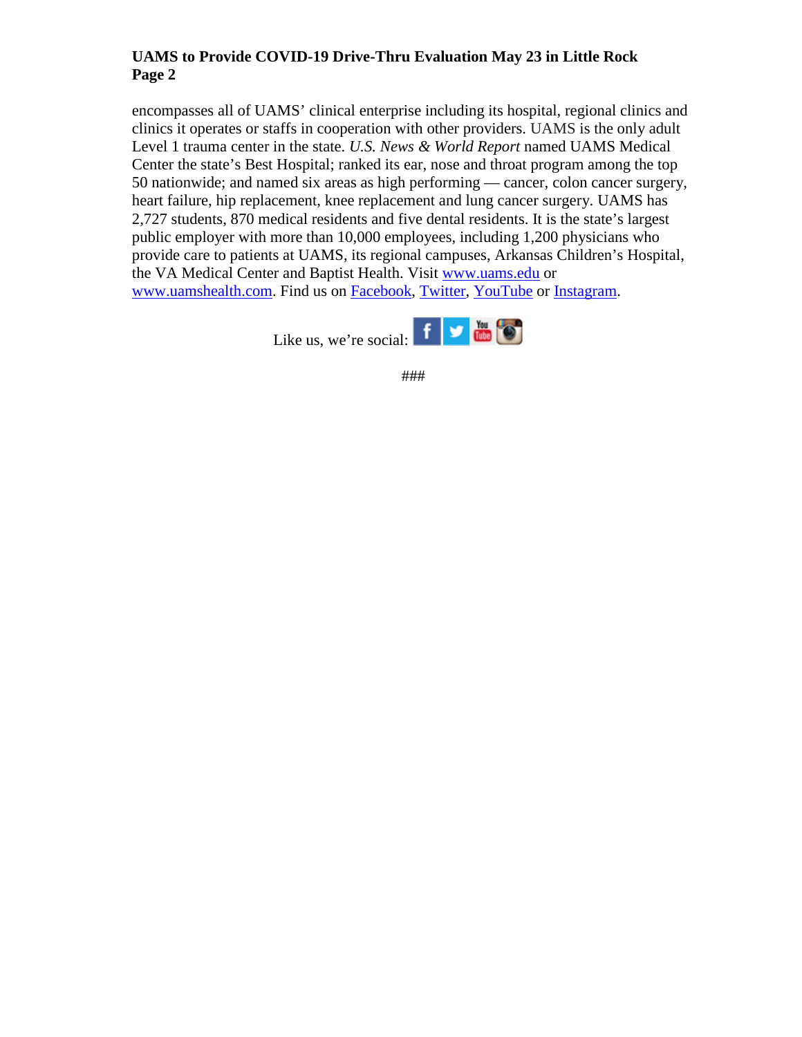encompasses all of UAMS' clinical enterprise including its hospital, regional clinics and clinics it operates or staffs in cooperation with other providers. UAMS is the only adult Level 1 trauma center in the state. *U.S. News & World Report* named UAMS Medical Center the state's Best Hospital; ranked its ear, nose and throat program among the top 50 nationwide; and named six areas as high performing — cancer, colon cancer surgery, heart failure, hip replacement, knee replacement and lung cancer surgery. UAMS has 2,727 students, 870 medical residents and five dental residents. It is the state's largest public employer with more than 10,000 employees, including 1,200 physicians who provide care to patients at UAMS, its regional campuses, Arkansas Children's Hospital, the VA Medical Center and Baptist Health. Visit [www.uams.edu](http://www.uams.edu) or [www.uamshealth.com](http://www.uamshealth.com). Find us on Facebook, Twitter, YouTube or Instagram.

Like us, we're social:

###